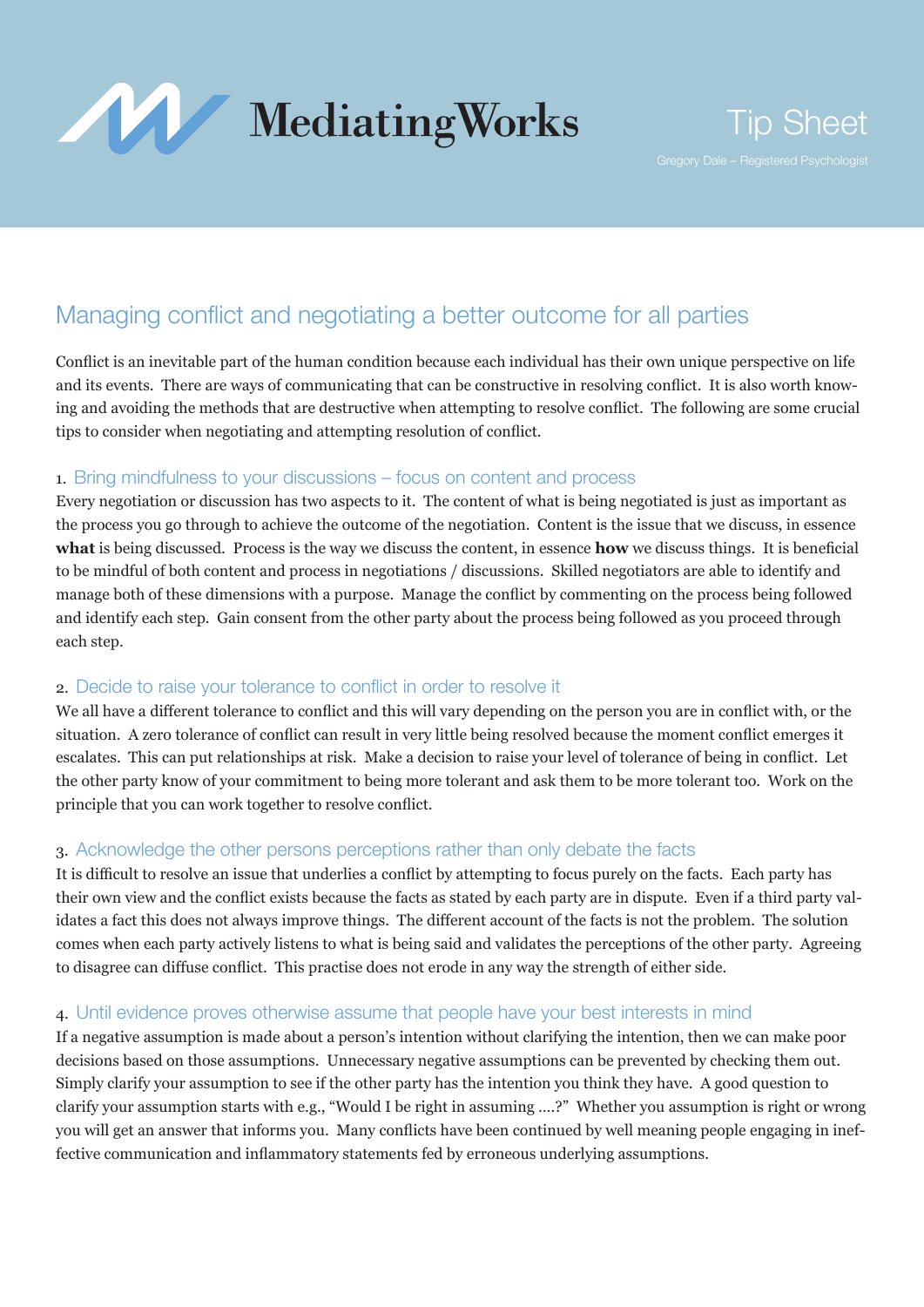MediatingWorks

Tip Sheet

Gregory Dale – Registered Psychologist

# Managing conflict and negotiating a better outcome for all parties

Conflict is an inevitable part of the human condition because each individual has their own unique perspective on life and its events. There are ways of communicating that can be constructive in resolving conflict. It is also worth knowing and avoiding the methods that are destructive when attempting to resolve conflict. The following are some crucial tips to consider when negotiating and attempting resolution of conflict.

## 1. Bring mindfulness to your discussions – focus on content and process

Every negotiation or discussion has two aspects to it. The content of what is being negotiated is just as important as the process you go through to achieve the outcome of the negotiation. Content is the issue that we discuss, in essence **what** is being discussed. Process is the way we discuss the content, in essence **how** we discuss things. It is beneficial to be mindful of both content and process in negotiations / discussions. Skilled negotiators are able to identify and manage both of these dimensions with a purpose. Manage the conflict by commenting on the process being followed and identify each step. Gain consent from the other party about the process being followed as you proceed through each step.

## 2. Decide to raise your tolerance to conflict in order to resolve it

We all have a different tolerance to conflict and this will vary depending on the person you are in conflict with, or the situation. A zero tolerance of conflict can result in very little being resolved because the moment conflict emerges it escalates. This can put relationships at risk. Make a decision to raise your level of tolerance of being in conflict. Let the other party know of your commitment to being more tolerant and ask them to be more tolerant too. Work on the principle that you can work together to resolve conflict.

## 3. Acknowledge the other persons perceptions rather than only debate the facts

It is difficult to resolve an issue that underlies a conflict by attempting to focus purely on the facts. Each party has their own view and the conflict exists because the facts as stated by each party are in dispute. Even if a third party validates a fact this does not always improve things. The different account of the facts is not the problem. The solution comes when each party actively listens to what is being said and validates the perceptions of the other party. Agreeing to disagree can diffuse conflict. This practise does not erode in any way the strength of either side.

## 4. Until evidence proves otherwise assume that people have your best interests in mind

If a negative assumption is made about a person's intention without clarifying the intention, then we can make poor decisions based on those assumptions. Unnecessary negative assumptions can be prevented by checking them out. Simply clarify your assumption to see if the other party has the intention you think they have. A good question to clarify your assumption starts with e.g., "Would I be right in assuming ....?" Whether you assumption is right or wrong you will get an answer that informs you. Many conflicts have been continued by well meaning people engaging in ineffective communication and inflammatory statements fed by erroneous underlying assumptions.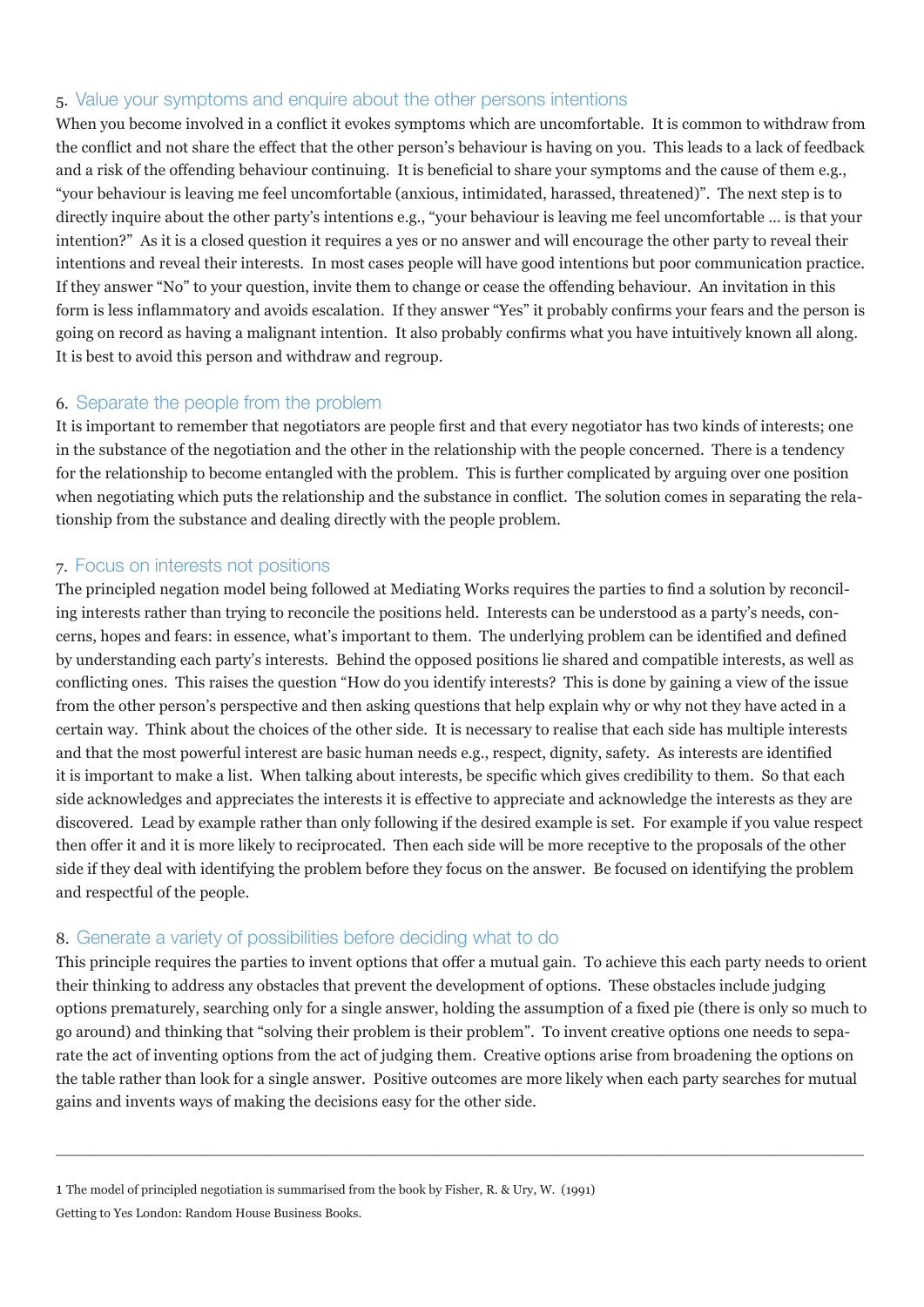## 5. Value your symptoms and enquire about the other persons intentions

When you become involved in a conflict it evokes symptoms which are uncomfortable. It is common to withdraw from the conflict and not share the effect that the other person's behaviour is having on you. This leads to a lack of feedback and a risk of the offending behaviour continuing. It is beneficial to share your symptoms and the cause of them e.g., "your behaviour is leaving me feel uncomfortable (anxious, intimidated, harassed, threatened)". The next step is to directly inquire about the other party's intentions e.g., "your behaviour is leaving me feel uncomfortable … is that your intention?" As it is a closed question it requires a yes or no answer and will encourage the other party to reveal their intentions and reveal their interests. In most cases people will have good intentions but poor communication practice. If they answer "No" to your question, invite them to change or cease the offending behaviour. An invitation in this form is less inflammatory and avoids escalation. If they answer "Yes" it probably confirms your fears and the person is going on record as having a malignant intention. It also probably confirms what you have intuitively known all along. It is best to avoid this person and withdraw and regroup.

## 6. Separate the people from the problem

It is important to remember that negotiators are people first and that every negotiator has two kinds of interests; one in the substance of the negotiation and the other in the relationship with the people concerned. There is a tendency for the relationship to become entangled with the problem. This is further complicated by arguing over one position when negotiating which puts the relationship and the substance in conflict. The solution comes in separating the relationship from the substance and dealing directly with the people problem.

## 7. Focus on interests not positions

The principled negation model being followed at Mediating Works requires the parties to find a solution by reconciling interests rather than trying to reconcile the positions held. Interests can be understood as a party's needs, concerns, hopes and fears: in essence, what's important to them. The underlying problem can be identified and defined by understanding each party's interests. Behind the opposed positions lie shared and compatible interests, as well as conflicting ones. This raises the question "How do you identify interests? This is done by gaining a view of the issue from the other person's perspective and then asking questions that help explain why or why not they have acted in a certain way. Think about the choices of the other side. It is necessary to realise that each side has multiple interests and that the most powerful interest are basic human needs e.g., respect, dignity, safety. As interests are identified it is important to make a list. When talking about interests, be specific which gives credibility to them. So that each side acknowledges and appreciates the interests it is effective to appreciate and acknowledge the interests as they are discovered. Lead by example rather than only following if the desired example is set. For example if you value respect then offer it and it is more likely to reciprocated. Then each side will be more receptive to the proposals of the other side if they deal with identifying the problem before they focus on the answer. Be focused on identifying the problem and respectful of the people.

## 8. Generate a variety of possibilities before deciding what to do

This principle requires the parties to invent options that offer a mutual gain. To achieve this each party needs to orient their thinking to address any obstacles that prevent the development of options. These obstacles include judging options prematurely, searching only for a single answer, holding the assumption of a fixed pie (there is only so much to go around) and thinking that "solving their problem is their problem". To invent creative options one needs to separate the act of inventing options from the act of judging them. Creative options arise from broadening the options on the table rather than look for a single answer. Positive outcomes are more likely when each party searches for mutual gains and invents ways of making the decisions easy for the other side.

---

1 The model of principled negotiation is summarised from the book by Fisher, R. & Ury, W. (1991) Getting to Yes London: Random House Business Books.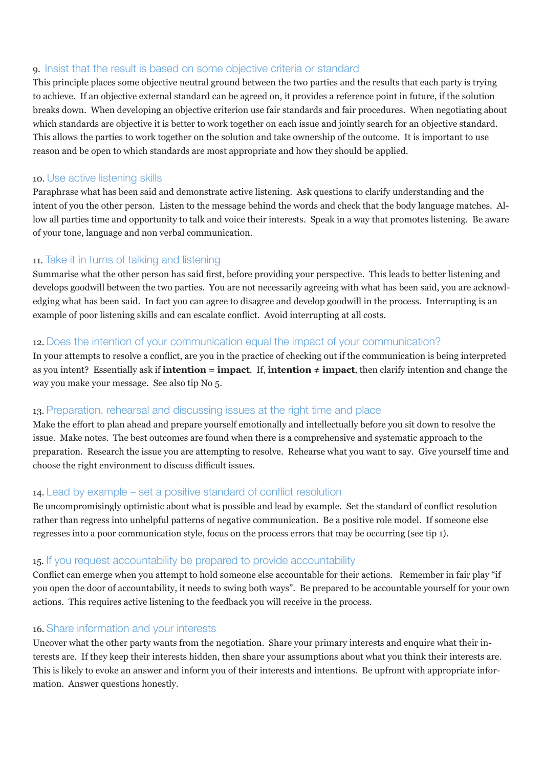### 9. Insist that the result is based on some objective criteria or standard

This principle places some objective neutral ground between the two parties and the results that each party is trying to achieve. If an objective external standard can be agreed on, it provides a reference point in future, if the solution breaks down. When developing an objective criterion use fair standards and fair procedures. When negotiating about which standards are objective it is better to work together on each issue and jointly search for an objective standard. This allows the parties to work together on the solution and take ownership of the outcome. It is important to use reason and be open to which standards are most appropriate and how they should be applied.

### 10. Use active listening skills

Paraphrase what has been said and demonstrate active listening. Ask questions to clarify understanding and the intent of you the other person. Listen to the message behind the words and check that the body language matches. Allow all parties time and opportunity to talk and voice their interests. Speak in a way that promotes listening. Be aware of your tone, language and non verbal communication.

### 11. Take it in turns of talking and listening

Summarise what the other person has said first, before providing your perspective. This leads to better listening and develops goodwill between the two parties. You are not necessarily agreeing with what has been said, you are acknowledging what has been said. In fact you can agree to disagree and develop goodwill in the process. Interrupting is an example of poor listening skills and can escalate conflict. Avoid interrupting at all costs.

### 12. Does the intention of your communication equal the impact of your communication?

In your attempts to resolve a conflict, are you in the practice of checking out if the communication is being interpreted as you intent? Essentially ask if **intention = impact**. If, **intention ≠ impact**, then clarify intention and change the way you make your message. See also tip No 5.

### 13. Preparation, rehearsal and discussing issues at the right time and place

Make the effort to plan ahead and prepare yourself emotionally and intellectually before you sit down to resolve the issue. Make notes. The best outcomes are found when there is a comprehensive and systematic approach to the preparation. Research the issue you are attempting to resolve. Rehearse what you want to say. Give yourself time and choose the right environment to discuss difficult issues.

### 14. Lead by example – set a positive standard of conflict resolution

Be uncompromisingly optimistic about what is possible and lead by example. Set the standard of conflict resolution rather than regress into unhelpful patterns of negative communication. Be a positive role model. If someone else regresses into a poor communication style, focus on the process errors that may be occurring (see tip 1).

### 15. If you request accountability be prepared to provide accountability

Conflict can emerge when you attempt to hold someone else accountable for their actions. Remember in fair play "if you open the door of accountability, it needs to swing both ways". Be prepared to be accountable yourself for your own actions. This requires active listening to the feedback you will receive in the process.

### 16. Share information and your interests

Uncover what the other party wants from the negotiation. Share your primary interests and enquire what their interests are. If they keep their interests hidden, then share your assumptions about what you think their interests are. This is likely to evoke an answer and inform you of their interests and intentions. Be upfront with appropriate information. Answer questions honestly.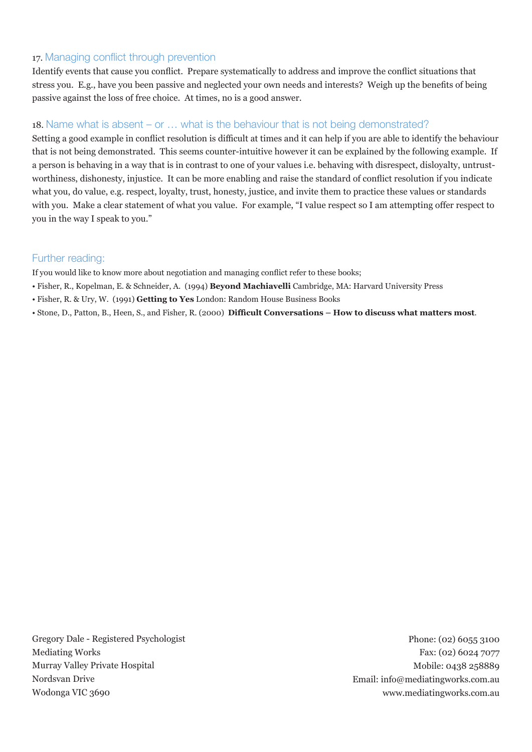### 17. Managing conflict through prevention

Identify events that cause you conflict. Prepare systematically to address and improve the conflict situations that stress you. E.g., have you been passive and neglected your own needs and interests? Weigh up the benefits of being passive against the loss of free choice. At times, no is a good answer.

### 18. Name what is absent – or … what is the behaviour that is not being demonstrated?

Setting a good example in conflict resolution is difficult at times and it can help if you are able to identify the behaviour that is not being demonstrated. This seems counter-intuitive however it can be explained by the following example. If a person is behaving in a way that is in contrast to one of your values i.e. behaving with disrespect, disloyalty, untrust-worthiness, dishonesty, injustice. It can be more enabling and raise the standard of conflict resolution if you indicate what you, do value, e.g. respect, loyalty, trust, honesty, justice, and invite them to practice these values or standards with you. Make a clear statement of what you value. For example, "I value respect so I am attempting offer respect to you in the way I speak to you."

## Further reading:

If you would like to know more about negotiation and managing conflict refer to these books;

- Fisher, R., Kopelman, E. & Schneider, A. (1994) **Beyond Machiavelli** Cambridge, MA: Harvard University Press
- Fisher, R. & Ury, W. (1991) **Getting to Yes** London: Random House Business Books
- Stone, D., Patton, B., Heen, S., and Fisher, R. (2000) **Difficult Conversations – How to discuss what matters most**.

Gregory Dale - Registered Psychologist
Mediating Works
Murray Valley Private Hospital
Nordsvan Drive
Wodonga VIC 3690

Phone: (02) 6055 3100
Fax: (02) 6024 7077
Mobile: 0438 258889
Email: info@mediatingworks.com.au
www.mediatingworks.com.au